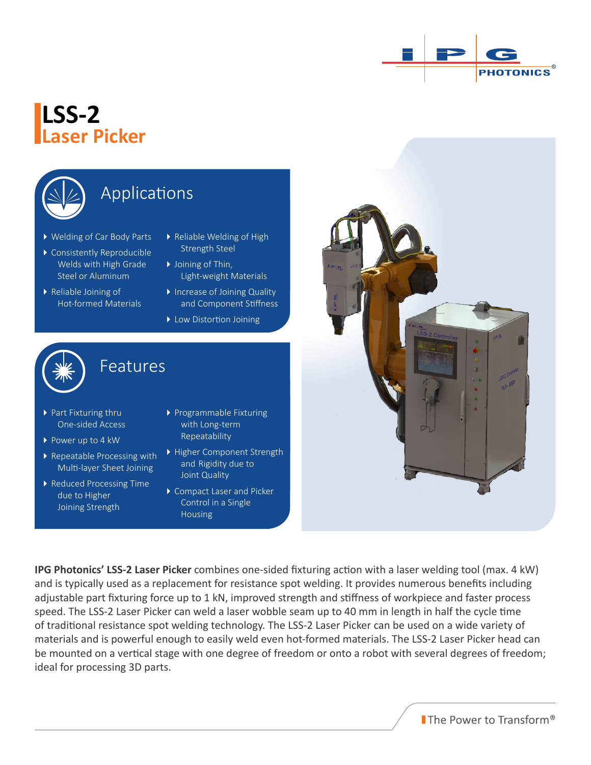// LSS-2
# Laser Picker

## Applications

- Welding of Car Body Parts
- Consistently Reproducible Welds with High Grade Steel or Aluminum
- Reliable Joining of Hot-formed Materials
- Reliable Welding of High Strength Steel
- Joining of Thin, Light-weight Materials
- Increase of Joining Quality and Component Stiffness
- Low Distortion Joining

## Features

- Part Fixturing thru One-sided Access
- Power up to 4 kW
- Repeatable Processing with Multi-layer Sheet Joining
- Reduced Processing Time due to Higher Joining Strength
- Programmable Fixturing with Long-term Repeatability
- Higher Component Strength and Rigidity due to Joint Quality
- Compact Laser and Picker Control in a Single Housing

**IPG Photonics' LSS-2 Laser Picker** combines one-sided fixturing action with a laser welding tool (max. 4 kW) and is typically used as a replacement for resistance spot welding. It provides numerous benefits including adjustable part fixturing force up to 1 kN, improved strength and stiffness of workpiece and faster process speed. The LSS-2 Laser Picker can weld a laser wobble seam up to 40 mm in length in half the cycle time of traditional resistance spot welding technology. The LSS-2 Laser Picker can be used on a wide variety of materials and is powerful enough to easily weld even hot-formed materials. The LSS-2 Laser Picker head can be mounted on a vertical stage with one degree of freedom or onto a robot with several degrees of freedom; ideal for processing 3D parts.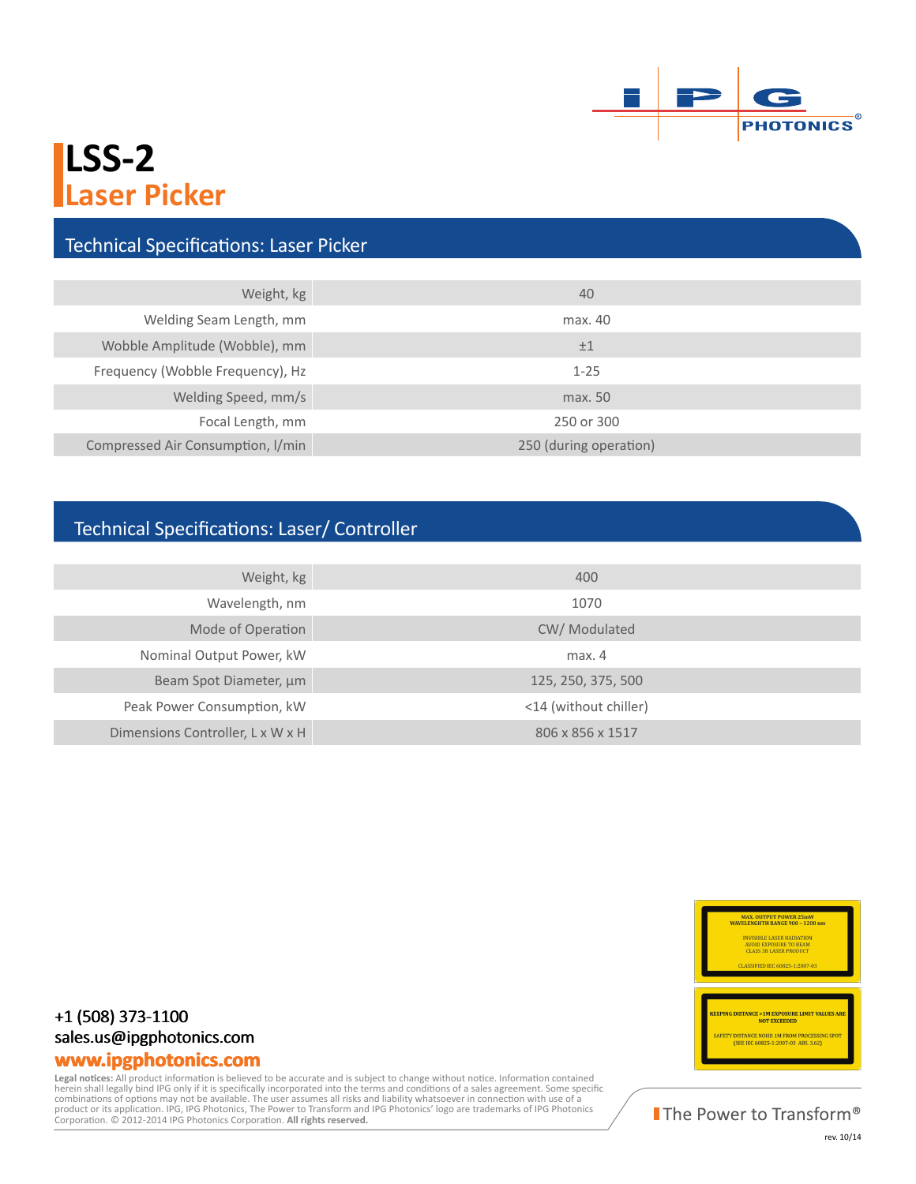# LSS-2
## Laser Picker

## Technical Specifications: Laser Picker

| | |
|---|---|
| Weight, kg | 40 |
| Welding Seam Length, mm | max. 40 |
| Wobble Amplitude (Wobble), mm | ±1 |
| Frequency (Wobble Frequency), Hz | 1-25 |
| Welding Speed, mm/s | max. 50 |
| Focal Length, mm | 250 or 300 |
| Compressed Air Consumption, l/min | 250 (during operation) |

## Technical Specifications: Laser/ Controller

| | |
|---|---|
| Weight, kg | 400 |
| Wavelength, nm | 1070 |
| Mode of Operation | CW/ Modulated |
| Nominal Output Power, kW | max. 4 |
| Beam Spot Diameter, µm | 125, 250, 375, 500 |
| Peak Power Consumption, kW | <14 (without chiller) |
| Dimensions Controller, L x W x H | 806 x 856 x 1517 |

MAX. OUTPUT POWER 25mW
WAVELENGTH RANGE 900 – 1200 nm

INVISIBLE LASER RADIATION
AVOID EXPOSURE TO BEAM
CLASS 3B LASER PRODUCT

CLASSIFIED IEC 60825-1:2007-03

KEEPING DISTANCE > 1M EXPOSURE LIMIT VALUES ARE NOT EXCEEDED

SAFETY DISTANCE NOHD 1M FROM PROCESSING SPOT
(SEE IEC 60825-1:2007-03 ABS. 3.62)

+1 (508) 373-1100
sales.us@ipgphotonics.com
**www.ipgphotonics.com**

**Legal notices:** All product information is believed to be accurate and is subject to change without notice. Information contained herein shall legally bind IPG only if it is specifically incorporated into the terms and conditions of a sales agreement. Some specific combinations of options may not be available. The user assumes all risks and liability whatsoever in connection with use of a product or its application. IPG, IPG Photonics, The Power to Transform and IPG Photonics' logo are trademarks of IPG Photonics Corporation. © 2012-2014 IPG Photonics Corporation. **All rights reserved.**

The Power to Transform®

rev. 10/14